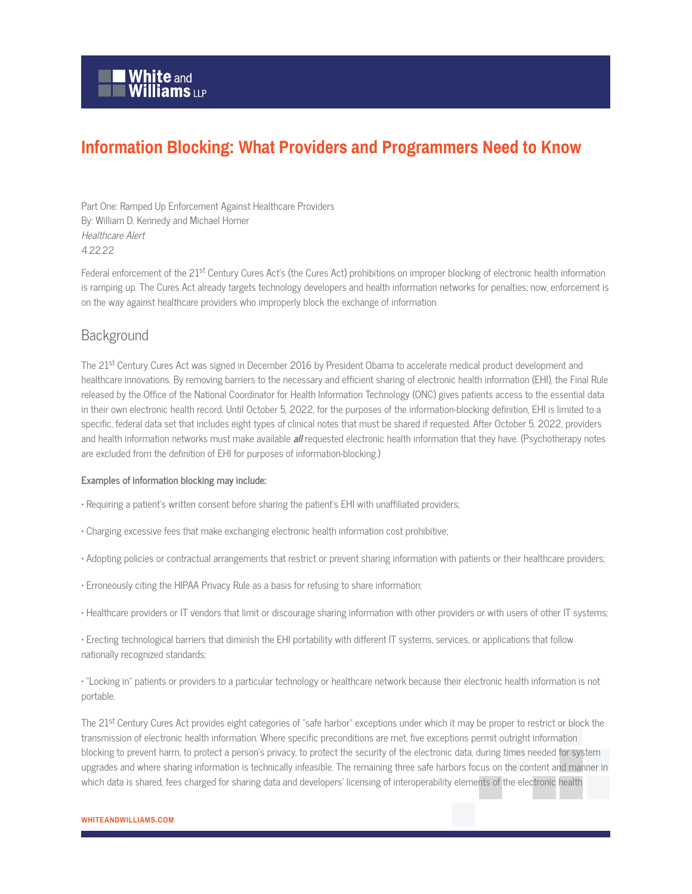# Information Blocking: What Providers and Programmers Need to Know

Part One: Ramped Up Enforcement Against Healthcare Providers
By: William D. Kennedy and Michael Horner
*Healthcare Alert*
4.22.22

Federal enforcement of the 21st Century Cures Act's (the Cures Act) prohibitions on improper blocking of electronic health information is ramping up. The Cures Act already targets technology developers and health information networks for penalties; now, enforcement is on the way against healthcare providers who improperly block the exchange of information.

## Background

The 21st Century Cures Act was signed in December 2016 by President Obama to accelerate medical product development and healthcare innovations. By removing barriers to the necessary and efficient sharing of electronic health information (EHI), the Final Rule released by the Office of the National Coordinator for Health Information Technology (ONC) gives patients access to the essential data in their own electronic health record. Until October 5, 2022, for the purposes of the information-blocking definition, EHI is limited to a specific, federal data set that includes eight types of clinical notes that must be shared if requested. After October 5, 2022, providers and health information networks must make available ***all*** requested electronic health information that they have. (Psychotherapy notes are excluded from the definition of EHI for purposes of information-blocking.)

**Examples of information blocking may include:**

• Requiring a patient's written consent before sharing the patient's EHI with unaffiliated providers;

• Charging excessive fees that make exchanging electronic health information cost prohibitive;

• Adopting policies or contractual arrangements that restrict or prevent sharing information with patients or their healthcare providers;

• Erroneously citing the HIPAA Privacy Rule as a basis for refusing to share information;

• Healthcare providers or IT vendors that limit or discourage sharing information with other providers or with users of other IT systems;

• Erecting technological barriers that diminish the EHI portability with different IT systems, services, or applications that follow nationally recognized standards;

• "Locking in" patients or providers to a particular technology or healthcare network because their electronic health information is not portable.

The 21st Century Cures Act provides eight categories of "safe harbor" exceptions under which it may be proper to restrict or block the transmission of electronic health information. Where specific preconditions are met, five exceptions permit outright information blocking to prevent harm, to protect a person's privacy, to protect the security of the electronic data, during times needed for system upgrades and where sharing information is technically infeasible. The remaining three safe harbors focus on the content and manner in which data is shared, fees charged for sharing data and developers' licensing of interoperability elements of the electronic health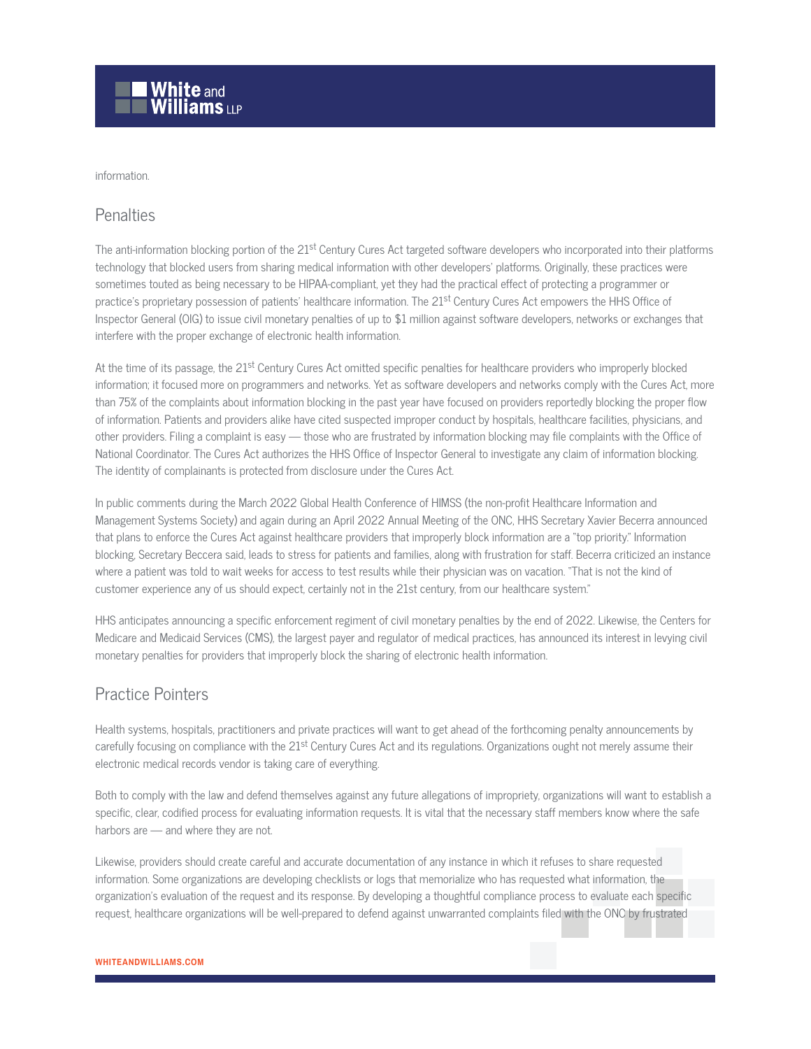information.

## Penalties

The anti-information blocking portion of the 21st Century Cures Act targeted software developers who incorporated into their platforms technology that blocked users from sharing medical information with other developers' platforms. Originally, these practices were sometimes touted as being necessary to be HIPAA-compliant, yet they had the practical effect of protecting a programmer or practice's proprietary possession of patients' healthcare information. The 21st Century Cures Act empowers the HHS Office of Inspector General (OIG) to issue civil monetary penalties of up to $1 million against software developers, networks or exchanges that interfere with the proper exchange of electronic health information.

At the time of its passage, the 21st Century Cures Act omitted specific penalties for healthcare providers who improperly blocked information; it focused more on programmers and networks. Yet as software developers and networks comply with the Cures Act, more than 75% of the complaints about information blocking in the past year have focused on providers reportedly blocking the proper flow of information. Patients and providers alike have cited suspected improper conduct by hospitals, healthcare facilities, physicians, and other providers. Filing a complaint is easy — those who are frustrated by information blocking may file complaints with the Office of National Coordinator. The Cures Act authorizes the HHS Office of Inspector General to investigate any claim of information blocking. The identity of complainants is protected from disclosure under the Cures Act.

In public comments during the March 2022 Global Health Conference of HIMSS (the non-profit Healthcare Information and Management Systems Society) and again during an April 2022 Annual Meeting of the ONC, HHS Secretary Xavier Becerra announced that plans to enforce the Cures Act against healthcare providers that improperly block information are a "top priority." Information blocking, Secretary Beccera said, leads to stress for patients and families, along with frustration for staff. Becerra criticized an instance where a patient was told to wait weeks for access to test results while their physician was on vacation. "That is not the kind of customer experience any of us should expect, certainly not in the 21st century, from our healthcare system."

HHS anticipates announcing a specific enforcement regiment of civil monetary penalties by the end of 2022. Likewise, the Centers for Medicare and Medicaid Services (CMS), the largest payer and regulator of medical practices, has announced its interest in levying civil monetary penalties for providers that improperly block the sharing of electronic health information.

## Practice Pointers

Health systems, hospitals, practitioners and private practices will want to get ahead of the forthcoming penalty announcements by carefully focusing on compliance with the 21st Century Cures Act and its regulations. Organizations ought not merely assume their electronic medical records vendor is taking care of everything.

Both to comply with the law and defend themselves against any future allegations of impropriety, organizations will want to establish a specific, clear, codified process for evaluating information requests. It is vital that the necessary staff members know where the safe harbors are — and where they are not.

Likewise, providers should create careful and accurate documentation of any instance in which it refuses to share requested information. Some organizations are developing checklists or logs that memorialize who has requested what information, the organization's evaluation of the request and its response. By developing a thoughtful compliance process to evaluate each specific request, healthcare organizations will be well-prepared to defend against unwarranted complaints filed with the ONC by frustrated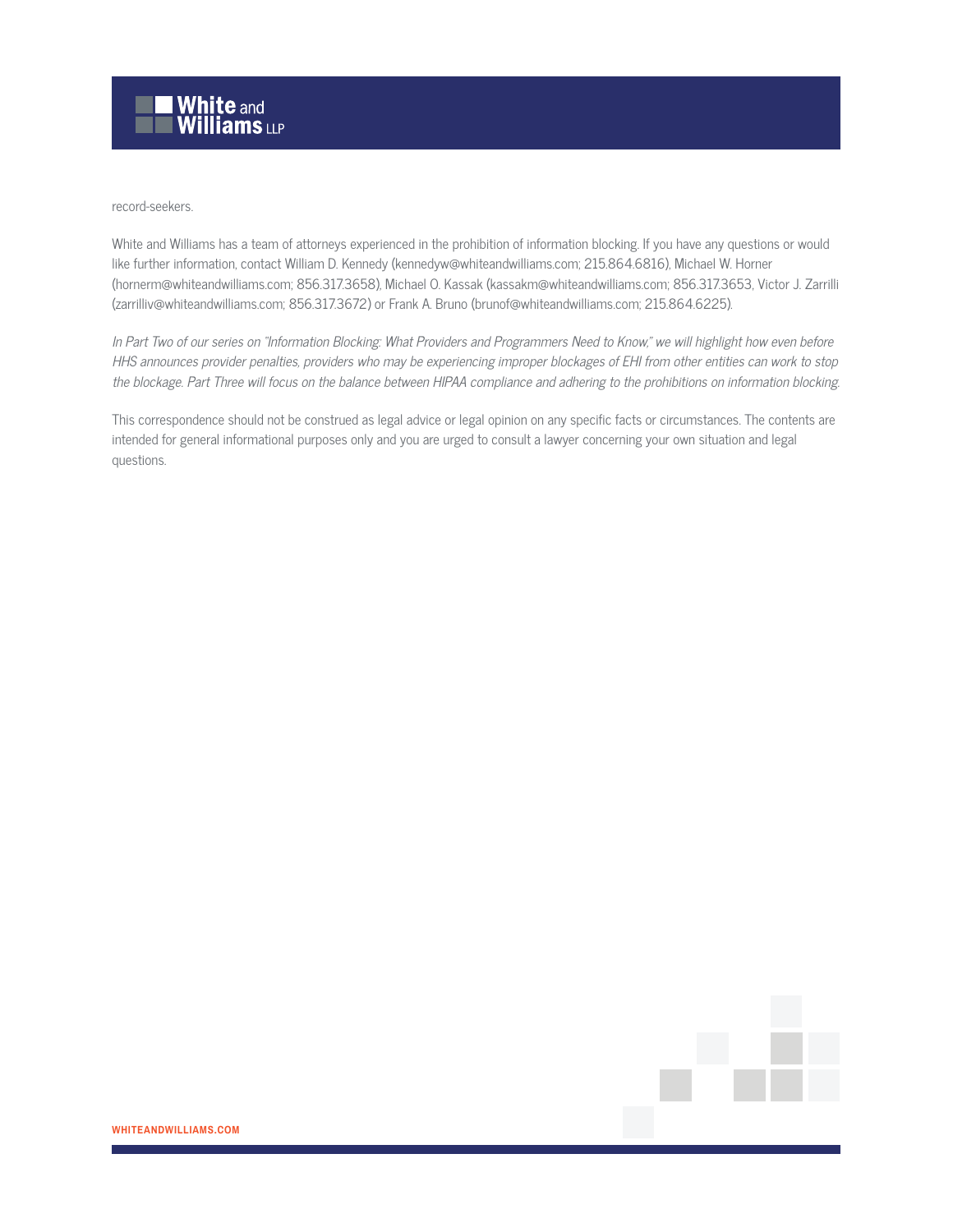record-seekers.

White and Williams has a team of attorneys experienced in the prohibition of information blocking. If you have any questions or would like further information, contact William D. Kennedy (kennedyw@whiteandwilliams.com; 215.864.6816), Michael W. Horner (hornerm@whiteandwilliams.com; 856.317.3658), Michael O. Kassak (kassakm@whiteandwilliams.com; 856.317.3653, Victor J. Zarrilli (zarrilliv@whiteandwilliams.com; 856.317.3672) or Frank A. Bruno (brunof@whiteandwilliams.com; 215.864.6225).

*In Part Two of our series on "Information Blocking: What Providers and Programmers Need to Know," we will highlight how even before HHS announces provider penalties, providers who may be experiencing improper blockages of EHI from other entities can work to stop the blockage. Part Three will focus on the balance between HIPAA compliance and adhering to the prohibitions on information blocking.*

This correspondence should not be construed as legal advice or legal opinion on any specific facts or circumstances. The contents are intended for general informational purposes only and you are urged to consult a lawyer concerning your own situation and legal questions.